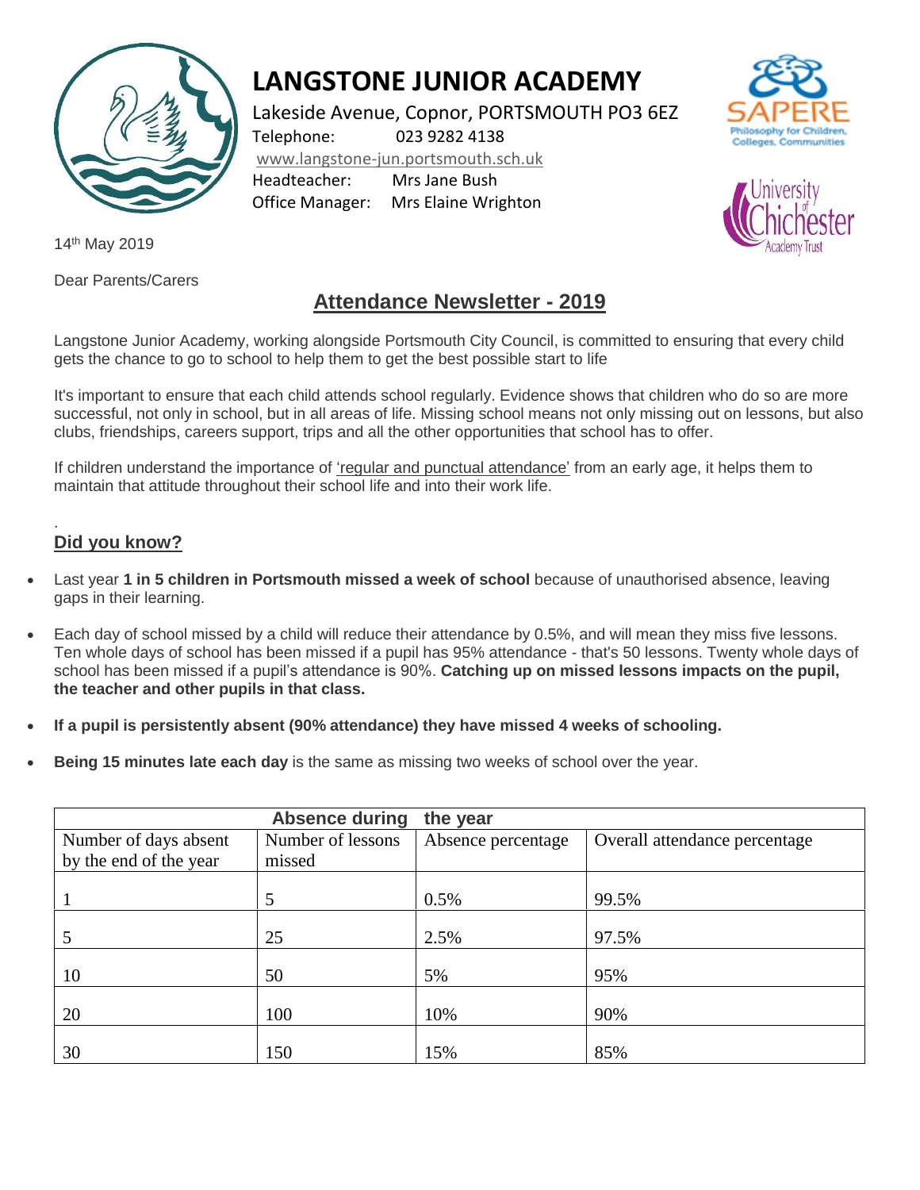# LANGSTONE JUNIOR ACADEMY

Lakeside Avenue, Copnor, PORTSMOUTH PO3 6EZ
Telephone: 023 9282 4138
www.langstone-jun.portsmouth.sch.uk
Headteacher: Mrs Jane Bush
Office Manager: Mrs Elaine Wrighton

SAPERE
Philosophy for Children, Colleges, Communities

University of Chichester Academy Trust

14th May 2019

Dear Parents/Carers

## Attendance Newsletter - 2019

Langstone Junior Academy, working alongside Portsmouth City Council, is committed to ensuring that every child gets the chance to go to school to help them to get the best possible start to life

It's important to ensure that each child attends school regularly. Evidence shows that children who do so are more successful, not only in school, but in all areas of life. Missing school means not only missing out on lessons, but also clubs, friendships, careers support, trips and all the other opportunities that school has to offer.

If children understand the importance of 'regular and punctual attendance' from an early age, it helps them to maintain that attitude throughout their school life and into their work life.

### Did you know?

- Last year **1 in 5 children in Portsmouth missed a week of school** because of unauthorised absence, leaving gaps in their learning.
- Each day of school missed by a child will reduce their attendance by 0.5%, and will mean they miss five lessons. Ten whole days of school has been missed if a pupil has 95% attendance - that's 50 lessons. Twenty whole days of school has been missed if a pupil's attendance is 90%. **Catching up on missed lessons impacts on the pupil, the teacher and other pupils in that class.**
- **If a pupil is persistently absent (90% attendance) they have missed 4 weeks of schooling.**
- **Being 15 minutes late each day** is the same as missing two weeks of school over the year.

| **Absence during the year** | | | |
|---|---|---|---|
| Number of days absent by the end of the year | Number of lessons missed | Absence percentage | Overall attendance percentage |
| 1 | 5 | 0.5% | 99.5% |
| 5 | 25 | 2.5% | 97.5% |
| 10 | 50 | 5% | 95% |
| 20 | 100 | 10% | 90% |
| 30 | 150 | 15% | 85% |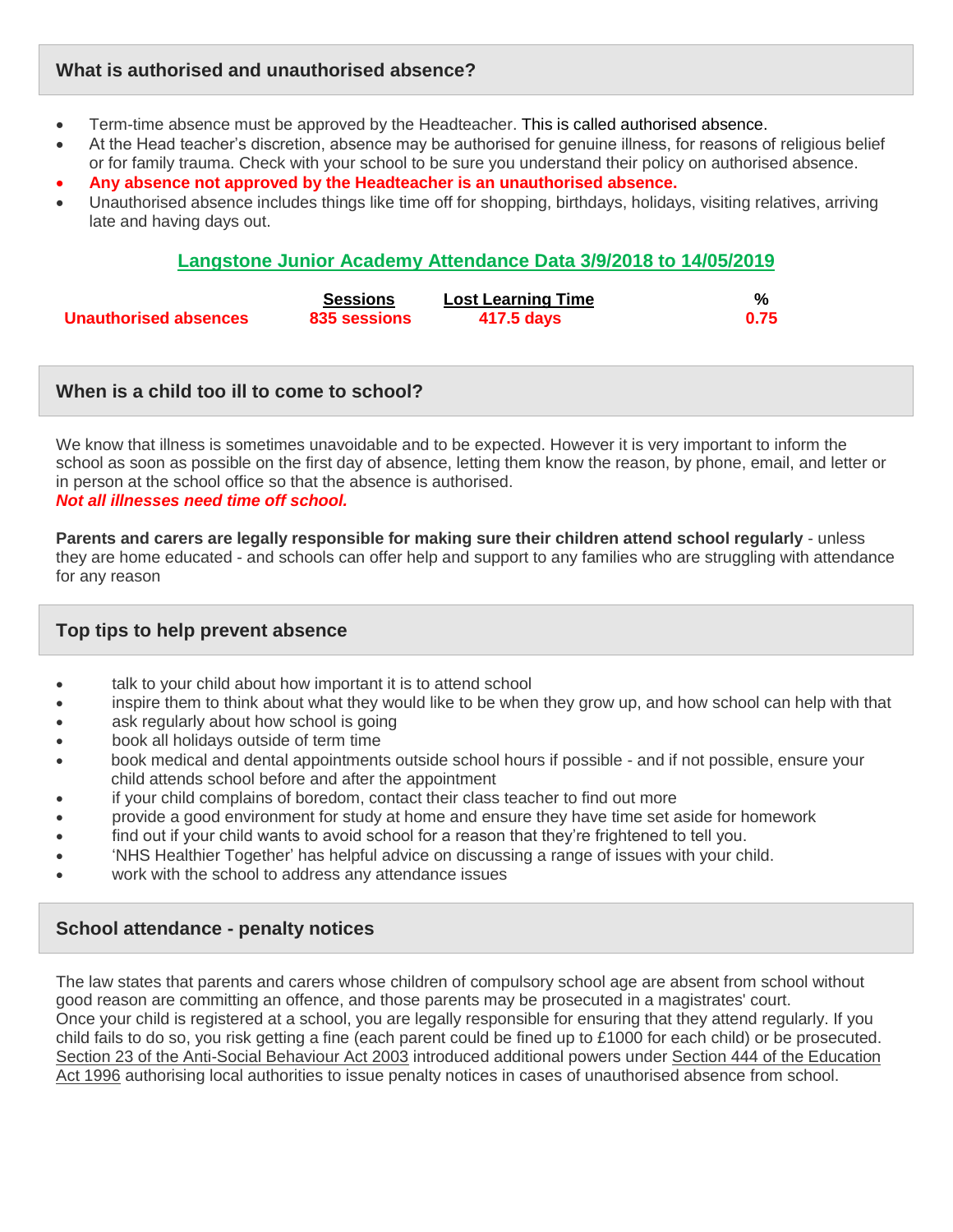## What is authorised and unauthorised absence?

- Term-time absence must be approved by the Headteacher. This is called authorised absence.
- At the Head teacher's discretion, absence may be authorised for genuine illness, for reasons of religious belief or for family trauma. Check with your school to be sure you understand their policy on authorised absence.
- **Any absence not approved by the Headteacher is an unauthorised absence.**
- Unauthorised absence includes things like time off for shopping, birthdays, holidays, visiting relatives, arriving late and having days out.

### Langstone Junior Academy Attendance Data 3/9/2018 to 14/05/2019

| | Sessions | Lost Learning Time | % |
|---|---|---|---|
| **Unauthorised absences** | **835 sessions** | **417.5 days** | **0.75** |

## When is a child too ill to come to school?

We know that illness is sometimes unavoidable and to be expected. However it is very important to inform the school as soon as possible on the first day of absence, letting them know the reason, by phone, email, and letter or in person at the school office so that the absence is authorised.

***Not all illnesses need time off school.***

**Parents and carers are legally responsible for making sure their children attend school regularly** - unless they are home educated - and schools can offer help and support to any families who are struggling with attendance for any reason

## Top tips to help prevent absence

- talk to your child about how important it is to attend school
- inspire them to think about what they would like to be when they grow up, and how school can help with that
- ask regularly about how school is going
- book all holidays outside of term time
- book medical and dental appointments outside school hours if possible - and if not possible, ensure your child attends school before and after the appointment
- if your child complains of boredom, contact their class teacher to find out more
- provide a good environment for study at home and ensure they have time set aside for homework
- find out if your child wants to avoid school for a reason that they're frightened to tell you.
- 'NHS Healthier Together' has helpful advice on discussing a range of issues with your child.
- work with the school to address any attendance issues

## School attendance - penalty notices

The law states that parents and carers whose children of compulsory school age are absent from school without good reason are committing an offence, and those parents may be prosecuted in a magistrates' court.
Once your child is registered at a school, you are legally responsible for ensuring that they attend regularly. If you child fails to do so, you risk getting a fine (each parent could be fined up to £1000 for each child) or be prosecuted. Section 23 of the Anti-Social Behaviour Act 2003 introduced additional powers under Section 444 of the Education Act 1996 authorising local authorities to issue penalty notices in cases of unauthorised absence from school.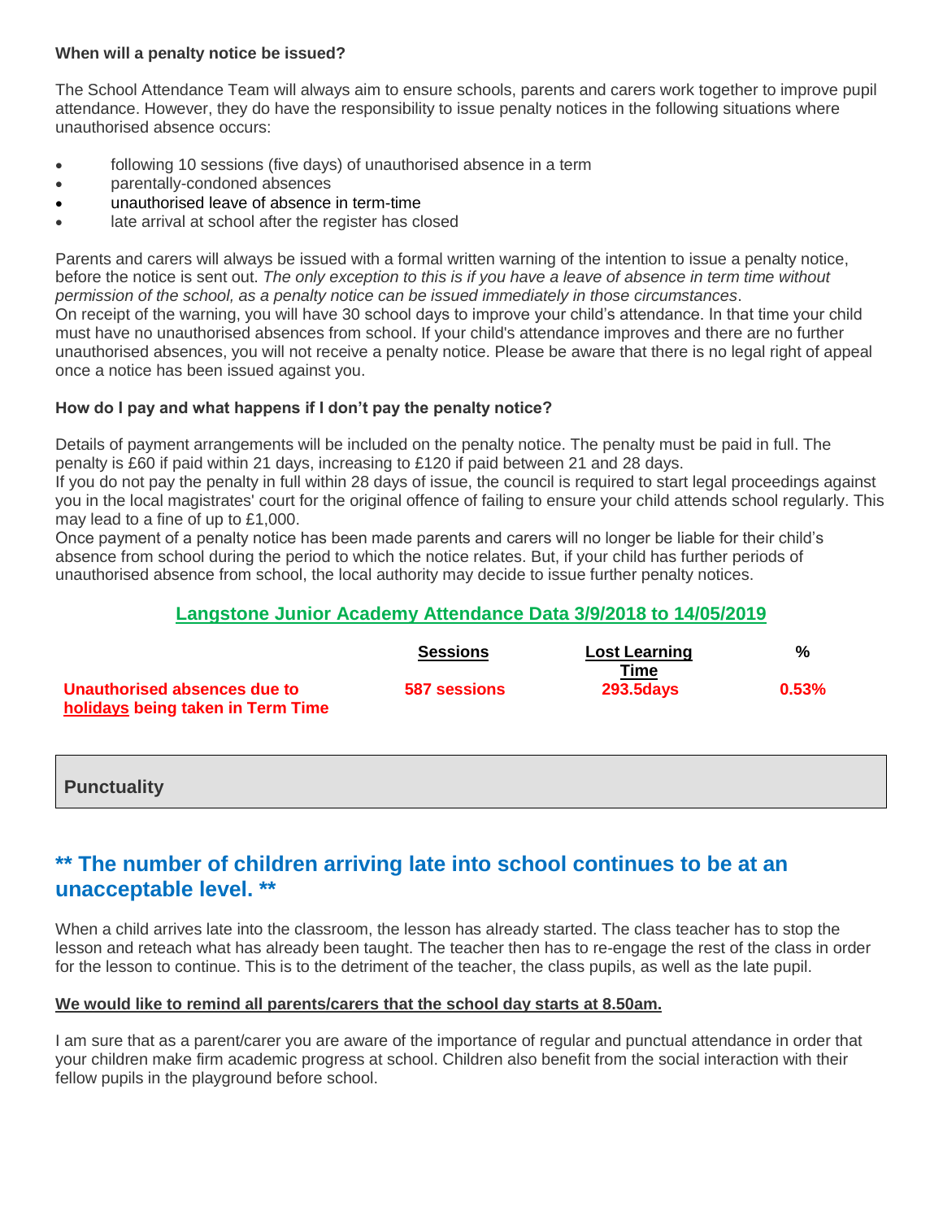**When will a penalty notice be issued?**

The School Attendance Team will always aim to ensure schools, parents and carers work together to improve pupil attendance. However, they do have the responsibility to issue penalty notices in the following situations where unauthorised absence occurs:

- following 10 sessions (five days) of unauthorised absence in a term
- parentally-condoned absences
- unauthorised leave of absence in term-time
- late arrival at school after the register has closed

Parents and carers will always be issued with a formal written warning of the intention to issue a penalty notice, before the notice is sent out. *The only exception to this is if you have a leave of absence in term time without permission of the school, as a penalty notice can be issued immediately in those circumstances*.
On receipt of the warning, you will have 30 school days to improve your child's attendance. In that time your child must have no unauthorised absences from school. If your child's attendance improves and there are no further unauthorised absences, you will not receive a penalty notice. Please be aware that there is no legal right of appeal once a notice has been issued against you.

**How do I pay and what happens if I don't pay the penalty notice?**

Details of payment arrangements will be included on the penalty notice. The penalty must be paid in full. The penalty is £60 if paid within 21 days, increasing to £120 if paid between 21 and 28 days.
If you do not pay the penalty in full within 28 days of issue, the council is required to start legal proceedings against you in the local magistrates' court for the original offence of failing to ensure your child attends school regularly. This may lead to a fine of up to £1,000.
Once payment of a penalty notice has been made parents and carers will no longer be liable for their child's absence from school during the period to which the notice relates. But, if your child has further periods of unauthorised absence from school, the local authority may decide to issue further penalty notices.

## Langstone Junior Academy Attendance Data 3/9/2018 to 14/05/2019

| | Sessions | Lost Learning Time | % |
|---|---|---|---|
| **Unauthorised absences due to holidays being taken in Term Time** | **587 sessions** | **293.5days** | **0.53%** |

## Punctuality

## ** The number of children arriving late into school continues to be at an unacceptable level. **

When a child arrives late into the classroom, the lesson has already started. The class teacher has to stop the lesson and reteach what has already been taught. The teacher then has to re-engage the rest of the class in order for the lesson to continue. This is to the detriment of the teacher, the class pupils, as well as the late pupil.

**We would like to remind all parents/carers that the school day starts at 8.50am.**

I am sure that as a parent/carer you are aware of the importance of regular and punctual attendance in order that your children make firm academic progress at school. Children also benefit from the social interaction with their fellow pupils in the playground before school.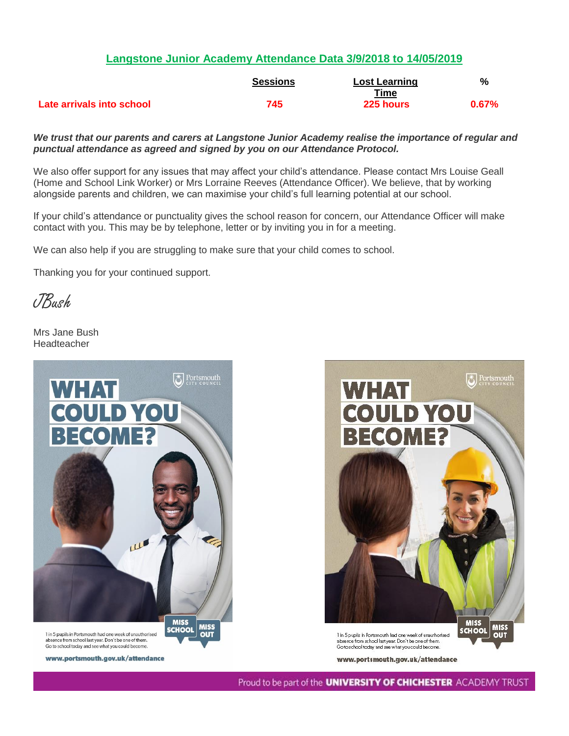## Langstone Junior Academy Attendance Data 3/9/2018 to 14/05/2019

| | Sessions | Lost Learning Time | % |
|---|---|---|---|
| Late arrivals into school | 745 | 225 hours | 0.67% |

***We trust that our parents and carers at Langstone Junior Academy realise the importance of regular and punctual attendance as agreed and signed by you on our Attendance Protocol.***

We also offer support for any issues that may affect your child's attendance. Please contact Mrs Louise Geall (Home and School Link Worker) or Mrs Lorraine Reeves (Attendance Officer). We believe, that by working alongside parents and children, we can maximise your child's full learning potential at our school.

If your child's attendance or punctuality gives the school reason for concern, our Attendance Officer will make contact with you. This may be by telephone, letter or by inviting you in for a meeting.

We can also help if you are struggling to make sure that your child comes to school.

Thanking you for your continued support.

JBush

Mrs Jane Bush
Headteacher

WHAT COULD YOU BECOME?

1 in 5 pupils in Portsmouth had one week of unauthorised absence from school last year. Don't be one of them. Go to school today and see what you could become.

MISS SCHOOL MISS OUT

www.portsmouth.gov.uk/attendance

WHAT COULD YOU BECOME?

1 in 5 pupils in Portsmouth had one week of unauthorised absence from school last year. Don't be one of them. Go to school today and see what you could become.

MISS SCHOOL MISS OUT

www.portsmouth.gov.uk/attendance

Proud to be part of the **UNIVERSITY OF CHICHESTER** ACADEMY TRUST